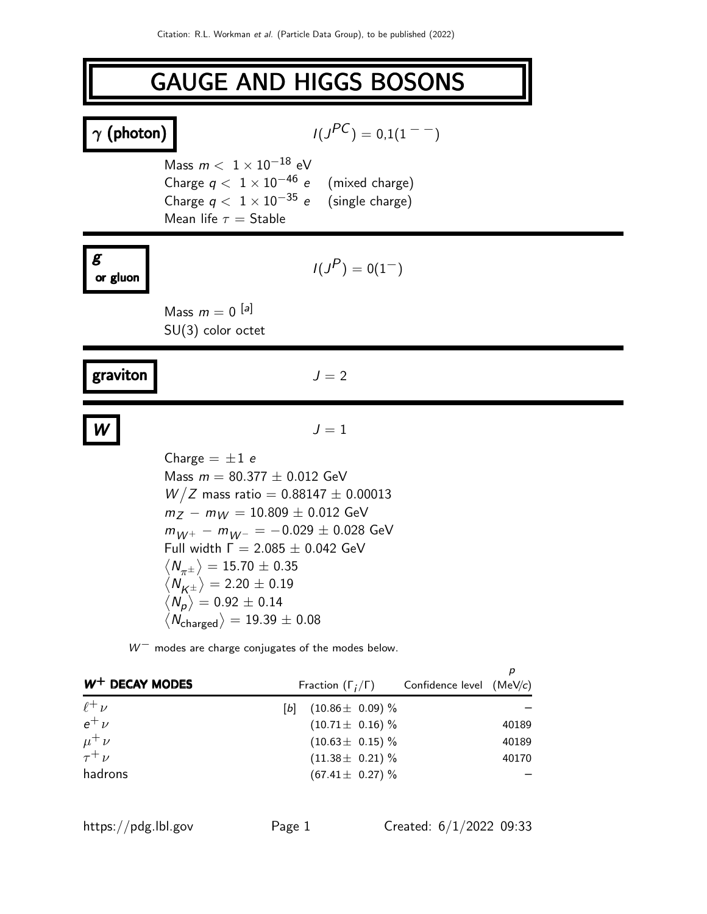Citation: R.L. Workman *et al.* (Particle Data Group), to be published (2022)

# GAUGE AND HIGGS BOSONS

## $\gamma$ (photon)

$I(J^{PC}) = 0,1(1^{--})$

Mass $m < 1 \times 10^{-18}$ eV
Charge $q < 1 \times 10^{-46}$ $e$ (mixed charge)
Charge $q < 1 \times 10^{-35}$ $e$ (single charge)
Mean life $\tau$ = Stable

## $g$ or gluon

$I(J^{P}) = 0(1^{-})$

Mass $m = 0$ [a]
SU(3) color octet

## graviton

$J = 2$

## $W$

$J = 1$

Charge $= \pm 1$ $e$
Mass $m = 80.377 \pm 0.012$ GeV
$W/Z$ mass ratio $= 0.88147 \pm 0.00013$
$m_Z - m_W = 10.809 \pm 0.012$ GeV
$m_{W^+} - m_{W^-} = -0.029 \pm 0.028$ GeV
Full width $\Gamma = 2.085 \pm 0.042$ GeV
$\langle N_{\pi^\pm} \rangle = 15.70 \pm 0.35$
$\langle N_{K^\pm} \rangle = 2.20 \pm 0.19$
$\langle N_{p} \rangle = 0.92 \pm 0.14$
$\langle N_{\text{charged}} \rangle = 19.39 \pm 0.08$

$W^-$ modes are charge conjugates of the modes below.

| $W^+$ DECAY MODES | | Fraction ($\Gamma_i/\Gamma$) | Confidence level | $p$ (MeV/$c$) |
|---|---|---|---|---|
| $\ell^+ \nu$ | [b] | $(10.86 \pm 0.09)$ % | | – |
| $e^+ \nu$ | | $(10.71 \pm 0.16)$ % | | 40189 |
| $\mu^+ \nu$ | | $(10.63 \pm 0.15)$ % | | 40189 |
| $\tau^+ \nu$ | | $(11.38 \pm 0.21)$ % | | 40170 |
| hadrons | | $(67.41 \pm 0.27)$ % | | – |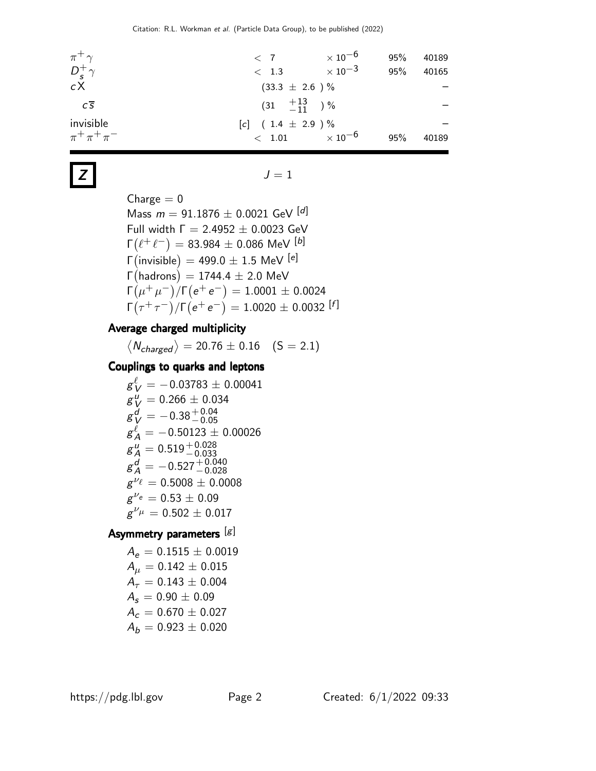| | | | | |
|---|---|---|---|---|
| $\pi^+ \gamma$ | $< 7$ | $\times 10^{-6}$ | 95% | 40189 |
| $D_s^+ \gamma$ | $< 1.3$ | $\times 10^{-3}$ | 95% | 40165 |
| $c X$ | $(33.3 \pm 2.6)$ % | | | – |
| $c \overline{s}$ | $(31 \ {}^{+13}_{-11})$ % | | | – |
| invisible | [c] $(1.4 \pm 2.9)$ % | | | – |
| $\pi^+ \pi^+ \pi^-$ | $< 1.01$ | $\times 10^{-6}$ | 95% | 40189 |

# Z

$J = 1$

Charge = 0

Mass $m = 91.1876 \pm 0.0021$ GeV [d]

Full width $\Gamma = 2.4952 \pm 0.0023$ GeV

$\Gamma(\ell^+ \ell^-) = 83.984 \pm 0.086$ MeV [b]

$\Gamma(\text{invisible}) = 499.0 \pm 1.5$ MeV [e]

$\Gamma(\text{hadrons}) = 1744.4 \pm 2.0$ MeV

$\Gamma(\mu^+ \mu^-)/\Gamma(e^+ e^-) = 1.0001 \pm 0.0024$

$\Gamma(\tau^+ \tau^-)/\Gamma(e^+ e^-) = 1.0020 \pm 0.0032$ [f]

## Average charged multiplicity

$\langle N_{charged} \rangle = 20.76 \pm 0.16 \quad (S = 2.1)$

## Couplings to quarks and leptons

$g_V^\ell = -0.03783 \pm 0.00041$

$g_V^u = 0.266 \pm 0.034$

$g_V^d = -0.38^{+0.04}_{-0.05}$

$g_A^\ell = -0.50123 \pm 0.00026$

$g_A^u = 0.519^{+0.028}_{-0.033}$

$g_A^d = -0.527^{+0.040}_{-0.028}$

$g^{\nu_\ell} = 0.5008 \pm 0.0008$

$g^{\nu_e} = 0.53 \pm 0.09$

$g^{\nu_\mu} = 0.502 \pm 0.017$

## Asymmetry parameters [g]

$A_e = 0.1515 \pm 0.0019$

$A_\mu = 0.142 \pm 0.015$

$A_\tau = 0.143 \pm 0.004$

$A_s = 0.90 \pm 0.09$

$A_c = 0.670 \pm 0.027$

$A_b = 0.923 \pm 0.020$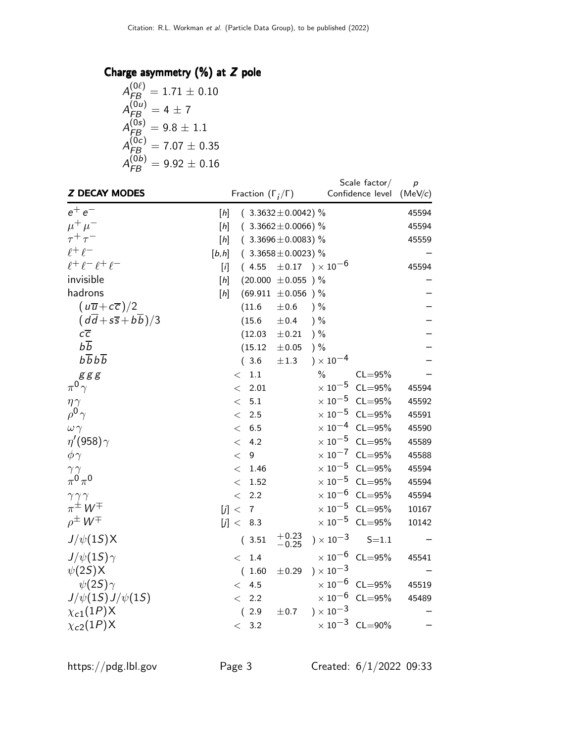## Charge asymmetry (%) at $Z$ pole

$A_{FB}^{(0\ell)} = 1.71 \pm 0.10$
$A_{FB}^{(0u)} = 4 \pm 7$
$A_{FB}^{(0s)} = 9.8 \pm 1.1$
$A_{FB}^{(0c)} = 7.07 \pm 0.35$
$A_{FB}^{(0b)} = 9.92 \pm 0.16$

| Z DECAY MODES | | Fraction ($\Gamma_i/\Gamma$) | Scale factor/ Confidence level | $p$ (MeV/$c$) |
|---|---|---|---|---|
| $e^+e^-$ | [h] | $(3.3632 \pm 0.0042)$ % | | 45594 |
| $\mu^+\mu^-$ | [h] | $(3.3662 \pm 0.0066)$ % | | 45594 |
| $\tau^+\tau^-$ | [h] | $(3.3696 \pm 0.0083)$ % | | 45559 |
| $\ell^+\ell^-$ | [b,h] | $(3.3658 \pm 0.0023)$ % | | – |
| $\ell^+\ell^-\ell^+\ell^-$ | [i] | $(4.55 \pm 0.17) \times 10^{-6}$ | | 45594 |
| invisible | [h] | $(20.000 \pm 0.055)$ % | | – |
| hadrons | [h] | $(69.911 \pm 0.056)$ % | | – |
| $(u\overline{u}+c\overline{c})/2$ | | $(11.6 \pm 0.6)$ % | | – |
| $(d\overline{d}+s\overline{s}+b\overline{b})/3$ | | $(15.6 \pm 0.4)$ % | | – |
| $c\overline{c}$ | | $(12.03 \pm 0.21)$ % | | – |
| $b\overline{b}$ | | $(15.12 \pm 0.05)$ % | | – |
| $b\overline{b}b\overline{b}$ | | $(3.6 \pm 1.3) \times 10^{-4}$ | | – |
| $ggg$ | | $< 1.1$ % | CL=95% | – |
| $\pi^0\gamma$ | | $< 2.01 \times 10^{-5}$ | CL=95% | 45594 |
| $\eta\gamma$ | | $< 5.1 \times 10^{-5}$ | CL=95% | 45592 |
| $\rho^0\gamma$ | | $< 2.5 \times 10^{-5}$ | CL=95% | 45591 |
| $\omega\gamma$ | | $< 6.5 \times 10^{-4}$ | CL=95% | 45590 |
| $\eta'(958)\gamma$ | | $< 4.2 \times 10^{-5}$ | CL=95% | 45589 |
| $\phi\gamma$ | | $< 9 \times 10^{-7}$ | CL=95% | 45588 |
| $\gamma\gamma$ | | $< 1.46 \times 10^{-5}$ | CL=95% | 45594 |
| $\pi^0\pi^0$ | | $< 1.52 \times 10^{-5}$ | CL=95% | 45594 |
| $\gamma\gamma\gamma$ | | $< 2.2 \times 10^{-6}$ | CL=95% | 45594 |
| $\pi^\pm W^\mp$ | [j] | $< 7 \times 10^{-5}$ | CL=95% | 10167 |
| $\rho^\pm W^\mp$ | [j] | $< 8.3 \times 10^{-5}$ | CL=95% | 10142 |
| $J/\psi(1S)X$ | | $(3.51 {}^{+0.23}_{-0.25}) \times 10^{-3}$ | S=1.1 | – |
| $J/\psi(1S)\gamma$ | | $< 1.4 \times 10^{-6}$ | CL=95% | 45541 |
| $\psi(2S)X$ | | $(1.60 \pm 0.29) \times 10^{-3}$ | | – |
| $\psi(2S)\gamma$ | | $< 4.5 \times 10^{-6}$ | CL=95% | 45519 |
| $J/\psi(1S)J/\psi(1S)$ | | $< 2.2 \times 10^{-6}$ | CL=95% | 45489 |
| $\chi_{c1}(1P)X$ | | $(2.9 \pm 0.7) \times 10^{-3}$ | | – |
| $\chi_{c2}(1P)X$ | | $< 3.2 \times 10^{-3}$ | CL=90% | – |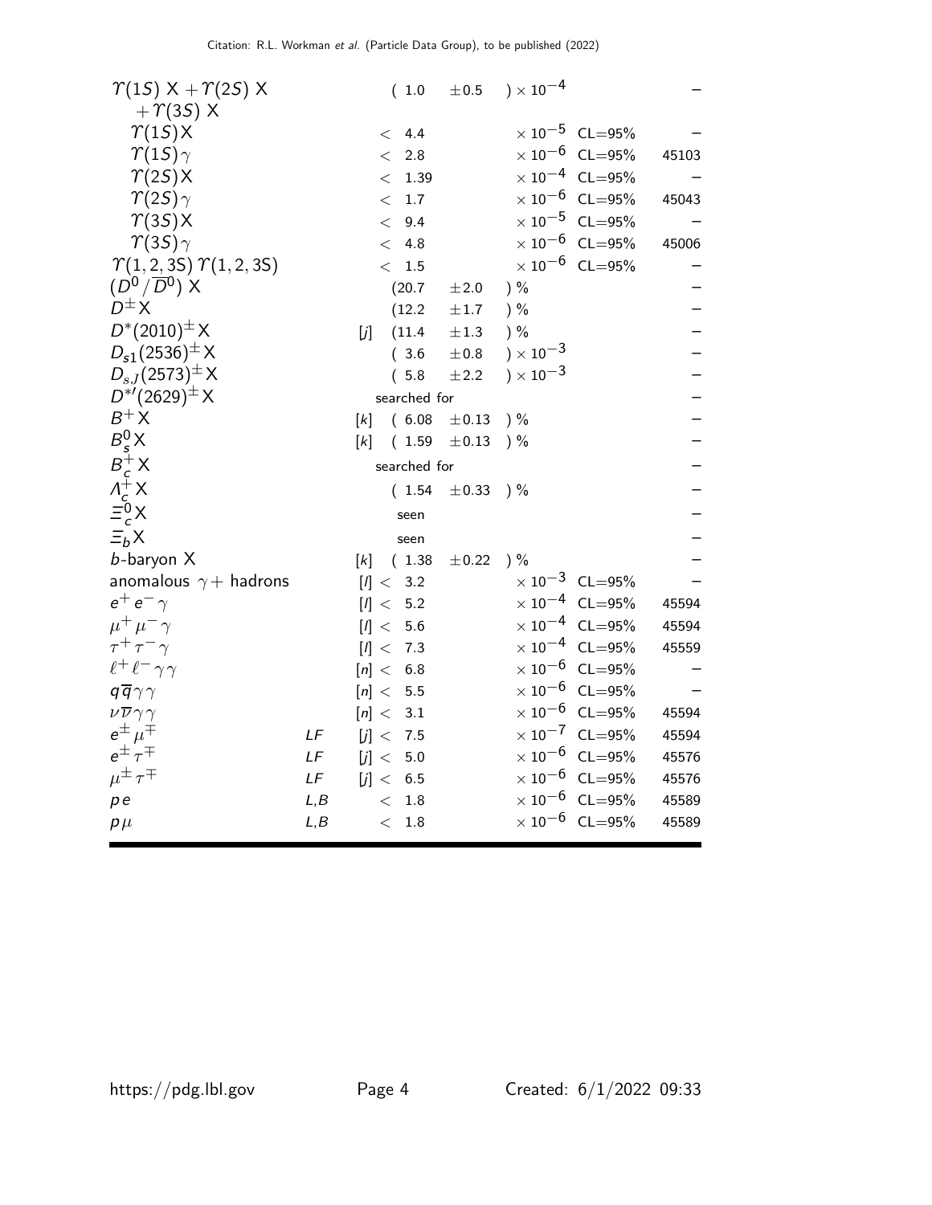| Mode | | | Fraction ($\Gamma_i/\Gamma$) | | Confidence level | $p$ (MeV/$c$) |
|---|---|---|---|---|---|---|
| $\Upsilon(1S)$ X + $\Upsilon(2S)$ X + $\Upsilon(3S)$ X | | | ( 1.0 | $\pm 0.5$ ) $\times 10^{-4}$ | | – |
| $\Upsilon(1S)$X | | | < 4.4 | $\times 10^{-5}$ | CL=95% | – |
| $\Upsilon(1S)\gamma$ | | | < 2.8 | $\times 10^{-6}$ | CL=95% | 45103 |
| $\Upsilon(2S)$X | | | < 1.39 | $\times 10^{-4}$ | CL=95% | – |
| $\Upsilon(2S)\gamma$ | | | < 1.7 | $\times 10^{-6}$ | CL=95% | 45043 |
| $\Upsilon(3S)$X | | | < 9.4 | $\times 10^{-5}$ | CL=95% | – |
| $\Upsilon(3S)\gamma$ | | | < 4.8 | $\times 10^{-6}$ | CL=95% | 45006 |
| $\Upsilon(1,2,3S)\,\Upsilon(1,2,3S)$ | | | < 1.5 | $\times 10^{-6}$ | CL=95% | – |
| $(D^0/\overline{D}^0)$ X | | | (20.7 | $\pm 2.0$ ) % | | – |
| $D^{\pm}$X | | | (12.2 | $\pm 1.7$ ) % | | – |
| $D^*(2010)^{\pm}$X | | [j] | (11.4 | $\pm 1.3$ ) % | | – |
| $D_{s1}(2536)^{\pm}$X | | | ( 3.6 | $\pm 0.8$ ) $\times 10^{-3}$ | | – |
| $D_{sJ}(2573)^{\pm}$X | | | ( 5.8 | $\pm 2.2$ ) $\times 10^{-3}$ | | – |
| $D^{*\prime}(2629)^{\pm}$X | | | searched for | | | – |
| $B^+$X | | [k] | ( 6.08 | $\pm 0.13$ ) % | | – |
| $B^0_s$X | | [k] | ( 1.59 | $\pm 0.13$ ) % | | – |
| $B^+_c$X | | | searched for | | | – |
| $\Lambda^+_c$X | | | ( 1.54 | $\pm 0.33$ ) % | | – |
| $\Xi^0_c$X | | | seen | | | – |
| $\Xi_b$X | | | seen | | | – |
| $b$-baryon X | | [k] | ( 1.38 | $\pm 0.22$ ) % | | – |
| anomalous $\gamma$+ hadrons | | [l] | < 3.2 | $\times 10^{-3}$ | CL=95% | – |
| $e^+e^-\gamma$ | | [l] | < 5.2 | $\times 10^{-4}$ | CL=95% | 45594 |
| $\mu^+\mu^-\gamma$ | | [l] | < 5.6 | $\times 10^{-4}$ | CL=95% | 45594 |
| $\tau^+\tau^-\gamma$ | | [l] | < 7.3 | $\times 10^{-4}$ | CL=95% | 45559 |
| $\ell^+\ell^-\gamma\gamma$ | | [n] | < 6.8 | $\times 10^{-6}$ | CL=95% | – |
| $q\overline{q}\gamma\gamma$ | | [n] | < 5.5 | $\times 10^{-6}$ | CL=95% | – |
| $\nu\overline{\nu}\gamma\gamma$ | | [n] | < 3.1 | $\times 10^{-6}$ | CL=95% | 45594 |
| $e^{\pm}\mu^{\mp}$ | LF | [j] | < 7.5 | $\times 10^{-7}$ | CL=95% | 45594 |
| $e^{\pm}\tau^{\mp}$ | LF | [j] | < 5.0 | $\times 10^{-6}$ | CL=95% | 45576 |
| $\mu^{\pm}\tau^{\mp}$ | LF | [j] | < 6.5 | $\times 10^{-6}$ | CL=95% | 45576 |
| $p\,e$ | L,B | | < 1.8 | $\times 10^{-6}$ | CL=95% | 45589 |
| $p\,\mu$ | L,B | | < 1.8 | $\times 10^{-6}$ | CL=95% | 45589 |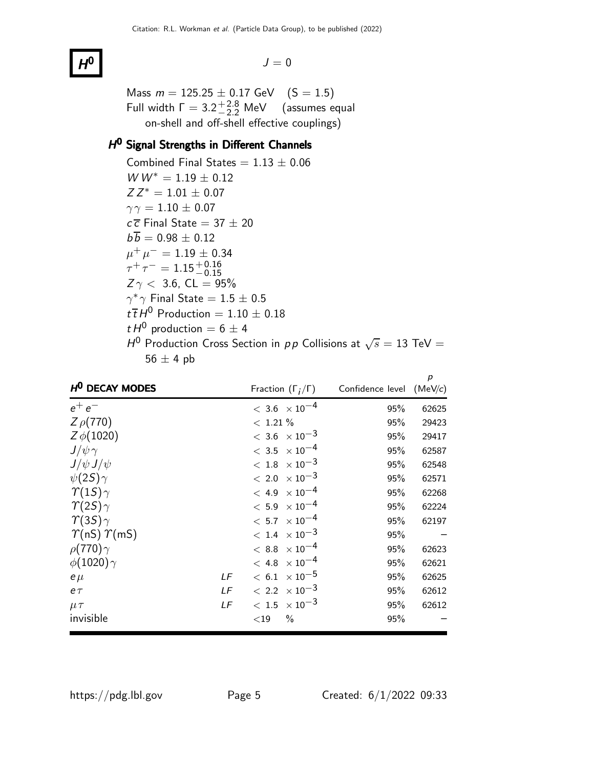# $H^0$

$J = 0$

Mass $m = 125.25 \pm 0.17$ GeV (S = 1.5)
Full width $\Gamma = 3.2^{+2.8}_{-2.2}$ MeV (assumes equal on-shell and off-shell effective couplings)

## $H^0$ Signal Strengths in Different Channels

Combined Final States = $1.13 \pm 0.06$
$W W^* = 1.19 \pm 0.12$
$Z Z^* = 1.01 \pm 0.07$
$\gamma\gamma = 1.10 \pm 0.07$
$c\overline{c}$ Final State = $37 \pm 20$
$b\overline{b} = 0.98 \pm 0.12$
$\mu^+\mu^- = 1.19 \pm 0.34$
$\tau^+\tau^- = 1.15^{+0.16}_{-0.15}$
$Z\gamma <$ 3.6, CL = 95%
$\gamma^*\gamma$ Final State = $1.5 \pm 0.5$
$t\overline{t}H^0$ Production = $1.10 \pm 0.18$
$tH^0$ production = $6 \pm 4$
$H^0$ Production Cross Section in $pp$ Collisions at $\sqrt{s} = 13$ TeV = $56 \pm 4$ pb

| $H^0$ DECAY MODES | | Fraction ($\Gamma_i/\Gamma$) | Confidence level | $p$ (MeV/$c$) |
|---|---|---|---|---|
| $e^+e^-$ | | $< 3.6 \times 10^{-4}$ | 95% | 62625 |
| $Z\rho(770)$ | | $< 1.21$ % | 95% | 29423 |
| $Z\phi(1020)$ | | $< 3.6 \times 10^{-3}$ | 95% | 29417 |
| $J/\psi\gamma$ | | $< 3.5 \times 10^{-4}$ | 95% | 62587 |
| $J/\psi J/\psi$ | | $< 1.8 \times 10^{-3}$ | 95% | 62548 |
| $\psi(2S)\gamma$ | | $< 2.0 \times 10^{-3}$ | 95% | 62571 |
| $\Upsilon(1S)\gamma$ | | $< 4.9 \times 10^{-4}$ | 95% | 62268 |
| $\Upsilon(2S)\gamma$ | | $< 5.9 \times 10^{-4}$ | 95% | 62224 |
| $\Upsilon(3S)\gamma$ | | $< 5.7 \times 10^{-4}$ | 95% | 62197 |
| $\Upsilon$(nS) $\Upsilon$(mS) | | $< 1.4 \times 10^{-3}$ | 95% | – |
| $\rho(770)\gamma$ | | $< 8.8 \times 10^{-4}$ | 95% | 62623 |
| $\phi(1020)\gamma$ | | $< 4.8 \times 10^{-4}$ | 95% | 62621 |
| $e\mu$ | LF | $< 6.1 \times 10^{-5}$ | 95% | 62625 |
| $e\tau$ | LF | $< 2.2 \times 10^{-3}$ | 95% | 62612 |
| $\mu\tau$ | LF | $< 1.5 \times 10^{-3}$ | 95% | 62612 |
| invisible | | $<19$ % | 95% | – |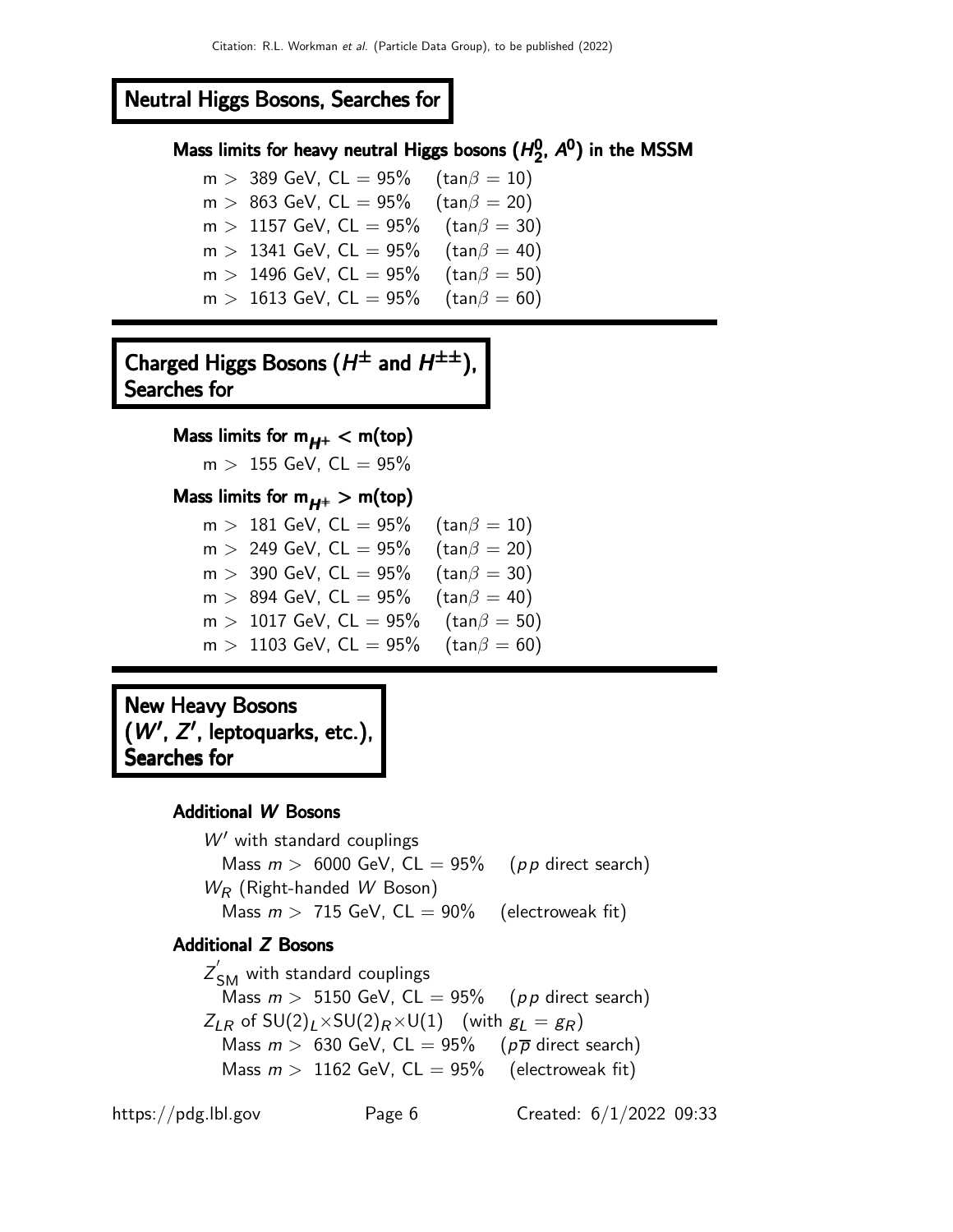## Neutral Higgs Bosons, Searches for

### Mass limits for heavy neutral Higgs bosons ($H_2^0$, $A^0$) in the MSSM

m > 389 GeV, CL = 95% ($\tan\beta = 10$)
m > 863 GeV, CL = 95% ($\tan\beta = 20$)
m > 1157 GeV, CL = 95% ($\tan\beta = 30$)
m > 1341 GeV, CL = 95% ($\tan\beta = 40$)
m > 1496 GeV, CL = 95% ($\tan\beta = 50$)
m > 1613 GeV, CL = 95% ($\tan\beta = 60$)

## Charged Higgs Bosons ($H^\pm$ and $H^{\pm\pm}$), Searches for

### Mass limits for $m_{H^+} <$ m(top)

m > 155 GeV, CL = 95%

### Mass limits for $m_{H^+} >$ m(top)

m > 181 GeV, CL = 95% ($\tan\beta = 10$)
m > 249 GeV, CL = 95% ($\tan\beta = 20$)
m > 390 GeV, CL = 95% ($\tan\beta = 30$)
m > 894 GeV, CL = 95% ($\tan\beta = 40$)
m > 1017 GeV, CL = 95% ($\tan\beta = 50$)
m > 1103 GeV, CL = 95% ($\tan\beta = 60$)

## New Heavy Bosons ($W'$, $Z'$, leptoquarks, etc.), Searches for

### Additional $W$ Bosons

$W'$ with standard couplings
Mass $m >$ 6000 GeV, CL = 95% ($pp$ direct search)

$W_R$ (Right-handed $W$ Boson)
Mass $m >$ 715 GeV, CL = 90% (electroweak fit)

### Additional $Z$ Bosons

$Z'_{SM}$ with standard couplings
Mass $m >$ 5150 GeV, CL = 95% ($pp$ direct search)

$Z_{LR}$ of $SU(2)_L \times SU(2)_R \times U(1)$ (with $g_L = g_R$)
Mass $m >$ 630 GeV, CL = 95% ($p\overline{p}$ direct search)
Mass $m >$ 1162 GeV, CL = 95% (electroweak fit)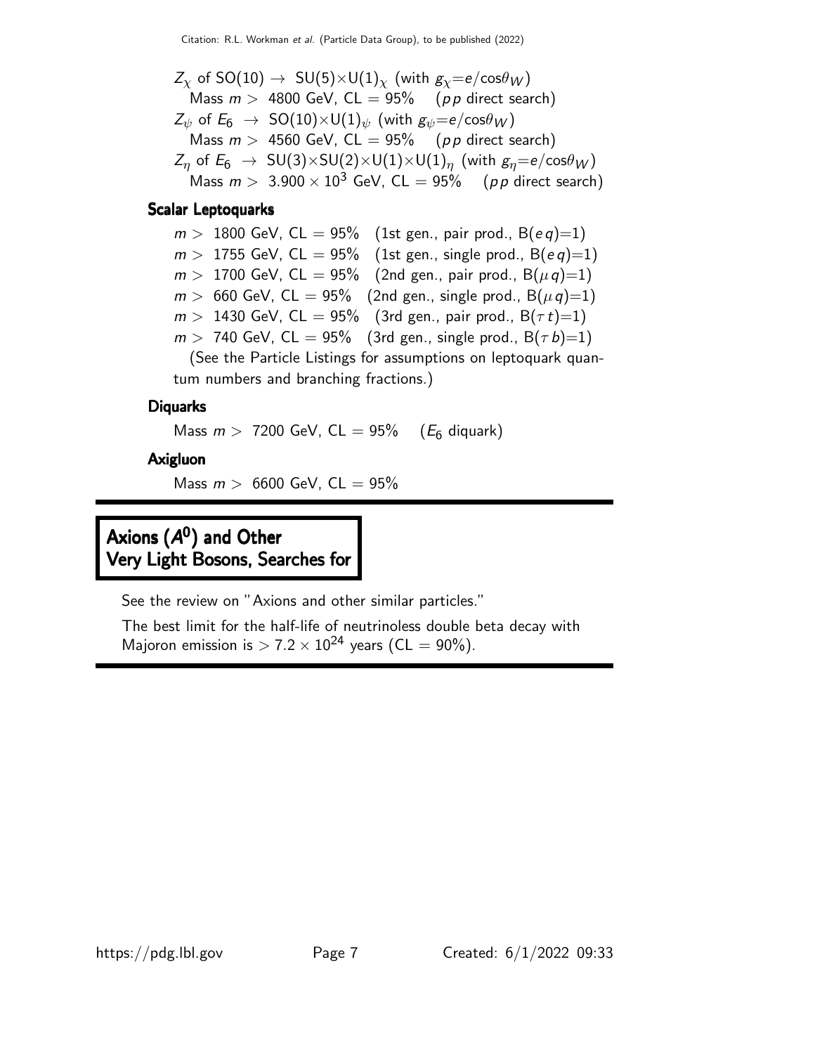$Z_\chi$ of SO(10) $\rightarrow$ SU(5)$\times$U(1)$_\chi$ (with $g_\chi$=$e$/cos$\theta_W$)
Mass $m >$ 4800 GeV, CL = 95%  ($pp$ direct search)

$Z_\psi$ of $E_6$ $\rightarrow$ SO(10)$\times$U(1)$_\psi$ (with $g_\psi$=$e$/cos$\theta_W$)
Mass $m >$ 4560 GeV, CL = 95%  ($pp$ direct search)

$Z_\eta$ of $E_6$ $\rightarrow$ SU(3)$\times$SU(2)$\times$U(1)$\times$U(1)$_\eta$ (with $g_\eta$=$e$/cos$\theta_W$)
Mass $m >$ $3.900 \times 10^3$ GeV, CL = 95%  ($pp$ direct search)

### Scalar Leptoquarks

$m >$ 1800 GeV, CL = 95%  (1st gen., pair prod., B($eq$)=1)
$m >$ 1755 GeV, CL = 95%  (1st gen., single prod., B($eq$)=1)
$m >$ 1700 GeV, CL = 95%  (2nd gen., pair prod., B($\mu q$)=1)
$m >$ 660 GeV, CL = 95%  (2nd gen., single prod., B($\mu q$)=1)
$m >$ 1430 GeV, CL = 95%  (3rd gen., pair prod., B($\tau t$)=1)
$m >$ 740 GeV, CL = 95%  (3rd gen., single prod., B($\tau b$)=1)
(See the Particle Listings for assumptions on leptoquark quantum numbers and branching fractions.)

### Diquarks

Mass $m >$ 7200 GeV, CL = 95%  ($E_6$ diquark)

### Axigluon

Mass $m >$ 6600 GeV, CL = 95%

## Axions ($A^0$) and Other Very Light Bosons, Searches for

See the review on "Axions and other similar particles."

The best limit for the half-life of neutrinoless double beta decay with Majoron emission is $> 7.2 \times 10^{24}$ years (CL = 90%).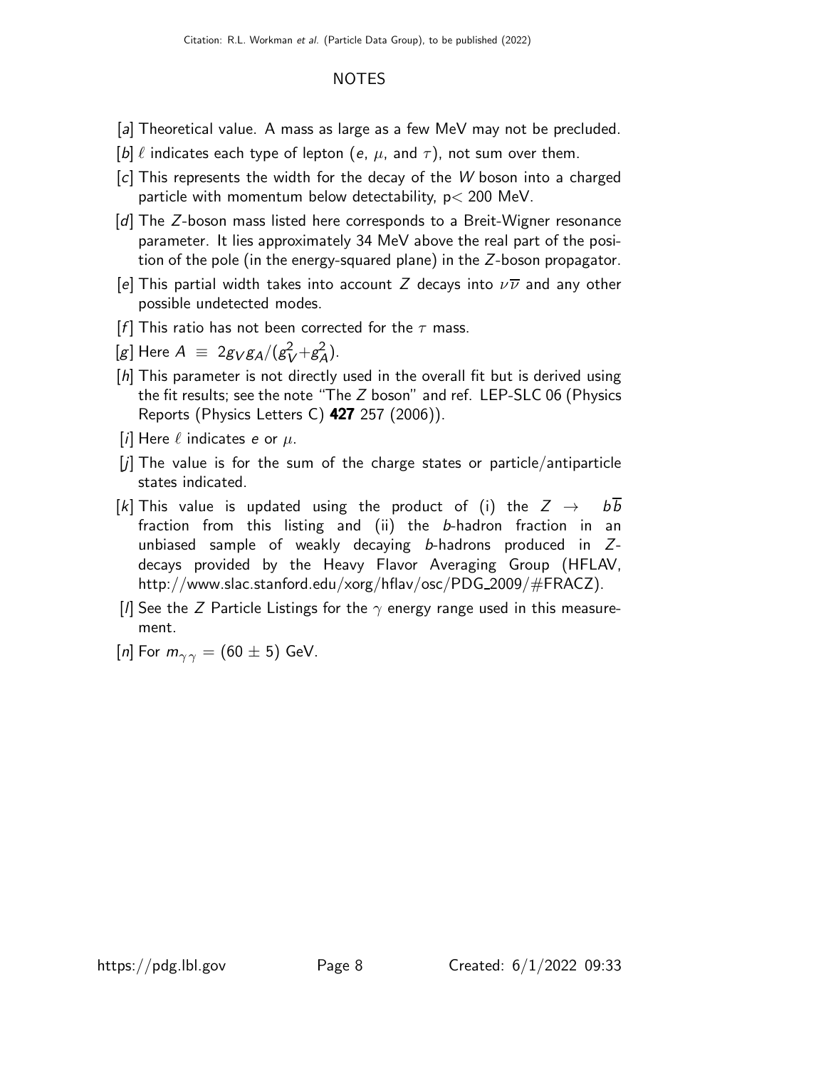## NOTES

[a] Theoretical value. A mass as large as a few MeV may not be precluded.

[b] $\ell$ indicates each type of lepton ($e$, $\mu$, and $\tau$), not sum over them.

[c] This represents the width for the decay of the $W$ boson into a charged particle with momentum below detectability, p< 200 MeV.

[d] The $Z$-boson mass listed here corresponds to a Breit-Wigner resonance parameter. It lies approximately 34 MeV above the real part of the position of the pole (in the energy-squared plane) in the $Z$-boson propagator.

[e] This partial width takes into account $Z$ decays into $\nu\overline{\nu}$ and any other possible undetected modes.

[f] This ratio has not been corrected for the $\tau$ mass.

[g] Here $A \equiv 2g_V g_A/(g_V^2+g_A^2)$.

[h] This parameter is not directly used in the overall fit but is derived using the fit results; see the note "The $Z$ boson" and ref. LEP-SLC 06 (Physics Reports (Physics Letters C) **427** 257 (2006)).

[i] Here $\ell$ indicates $e$ or $\mu$.

[j] The value is for the sum of the charge states or particle/antiparticle states indicated.

[k] This value is updated using the product of (i) the $Z \rightarrow b\overline{b}$ fraction from this listing and (ii) the $b$-hadron fraction in an unbiased sample of weakly decaying $b$-hadrons produced in $Z$-decays provided by the Heavy Flavor Averaging Group (HFLAV, http://www.slac.stanford.edu/xorg/hflav/osc/PDG_2009/#FRACZ).

[l] See the $Z$ Particle Listings for the $\gamma$ energy range used in this measurement.

[n] For $m_{\gamma\gamma} = (60 \pm 5)$ GeV.